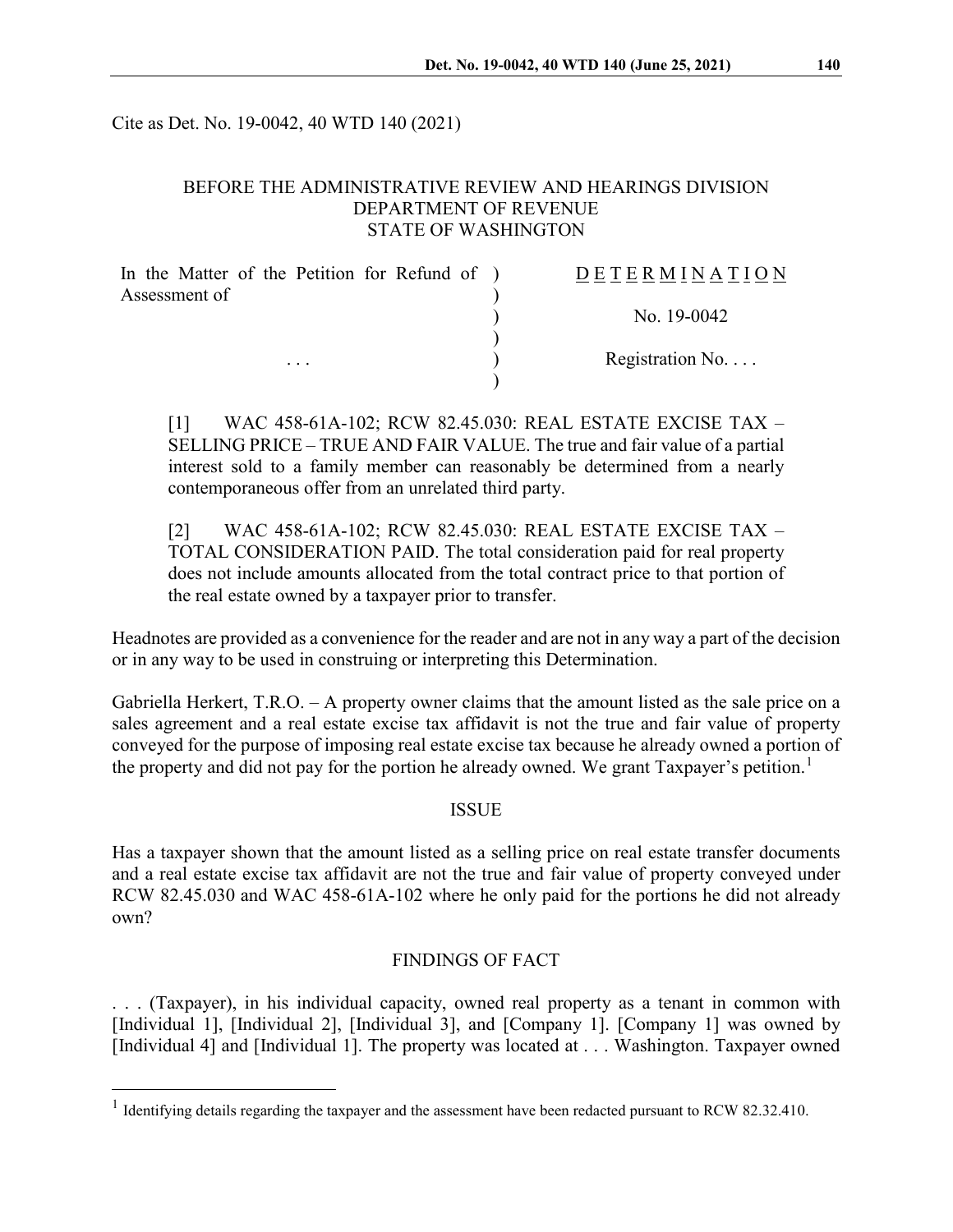Cite as Det. No. 19-0042, 40 WTD 140 (2021)

BEFORE THE ADMINISTRATIVE REVIEW AND HEARINGS DIVISION
DEPARTMENT OF REVENUE
STATE OF WASHINGTON

| | |
|---|---|
| In the Matter of the Petition for Refund of Assessment of | D E T E R M I N A T I O N |
| | No. 19-0042 |
| . . . | Registration No. . . . |

[1] WAC 458-61A-102; RCW 82.45.030: REAL ESTATE EXCISE TAX – SELLING PRICE – TRUE AND FAIR VALUE. The true and fair value of a partial interest sold to a family member can reasonably be determined from a nearly contemporaneous offer from an unrelated third party.

[2] WAC 458-61A-102; RCW 82.45.030: REAL ESTATE EXCISE TAX – TOTAL CONSIDERATION PAID. The total consideration paid for real property does not include amounts allocated from the total contract price to that portion of the real estate owned by a taxpayer prior to transfer.

Headnotes are provided as a convenience for the reader and are not in any way a part of the decision or in any way to be used in construing or interpreting this Determination.

Gabriella Herkert, T.R.O. – A property owner claims that the amount listed as the sale price on a sales agreement and a real estate excise tax affidavit is not the true and fair value of property conveyed for the purpose of imposing real estate excise tax because he already owned a portion of the property and did not pay for the portion he already owned. We grant Taxpayer's petition.[1]

## ISSUE

Has a taxpayer shown that the amount listed as a selling price on real estate transfer documents and a real estate excise tax affidavit are not the true and fair value of property conveyed under RCW 82.45.030 and WAC 458-61A-102 where he only paid for the portions he did not already own?

## FINDINGS OF FACT

. . . (Taxpayer), in his individual capacity, owned real property as a tenant in common with [Individual 1], [Individual 2], [Individual 3], and [Company 1]. [Company 1] was owned by [Individual 4] and [Individual 1]. The property was located at . . . Washington. Taxpayer owned

[1] Identifying details regarding the taxpayer and the assessment have been redacted pursuant to RCW 82.32.410.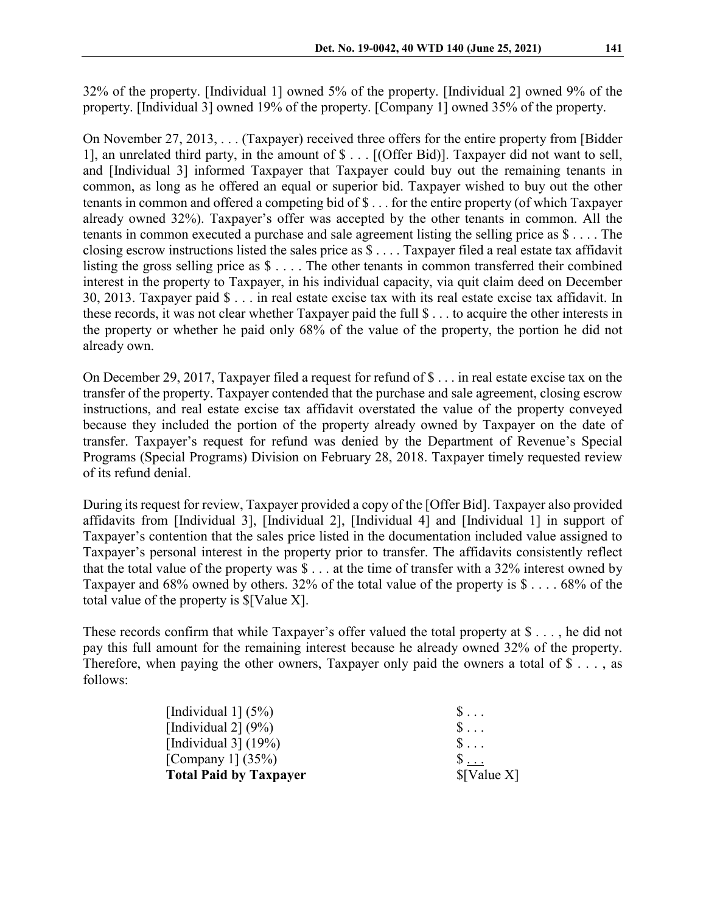32% of the property. [Individual 1] owned 5% of the property. [Individual 2] owned 9% of the property. [Individual 3] owned 19% of the property. [Company 1] owned 35% of the property.

On November 27, 2013, . . . (Taxpayer) received three offers for the entire property from [Bidder 1], an unrelated third party, in the amount of $ . . . [(Offer Bid)]. Taxpayer did not want to sell, and [Individual 3] informed Taxpayer that Taxpayer could buy out the remaining tenants in common, as long as he offered an equal or superior bid. Taxpayer wished to buy out the other tenants in common and offered a competing bid of $ . . . for the entire property (of which Taxpayer already owned 32%). Taxpayer's offer was accepted by the other tenants in common. All the tenants in common executed a purchase and sale agreement listing the selling price as $ . . . . The closing escrow instructions listed the sales price as $ . . . . Taxpayer filed a real estate tax affidavit listing the gross selling price as $ . . . . The other tenants in common transferred their combined interest in the property to Taxpayer, in his individual capacity, via quit claim deed on December 30, 2013. Taxpayer paid $ . . . in real estate excise tax with its real estate excise tax affidavit. In these records, it was not clear whether Taxpayer paid the full $ . . . to acquire the other interests in the property or whether he paid only 68% of the value of the property, the portion he did not already own.

On December 29, 2017, Taxpayer filed a request for refund of $ . . . in real estate excise tax on the transfer of the property. Taxpayer contended that the purchase and sale agreement, closing escrow instructions, and real estate excise tax affidavit overstated the value of the property conveyed because they included the portion of the property already owned by Taxpayer on the date of transfer. Taxpayer's request for refund was denied by the Department of Revenue's Special Programs (Special Programs) Division on February 28, 2018. Taxpayer timely requested review of its refund denial.

During its request for review, Taxpayer provided a copy of the [Offer Bid]. Taxpayer also provided affidavits from [Individual 3], [Individual 2], [Individual 4] and [Individual 1] in support of Taxpayer's contention that the sales price listed in the documentation included value assigned to Taxpayer's personal interest in the property prior to transfer. The affidavits consistently reflect that the total value of the property was $ . . . at the time of transfer with a 32% interest owned by Taxpayer and 68% owned by others. 32% of the total value of the property is $ . . . . 68% of the total value of the property is $[Value X].

These records confirm that while Taxpayer's offer valued the total property at $ . . . , he did not pay this full amount for the remaining interest because he already owned 32% of the property. Therefore, when paying the other owners, Taxpayer only paid the owners a total of $ . . . , as follows:

| | |
|---|---|
| [Individual 1] (5%) | $ . . . |
| [Individual 2] (9%) | $ . . . |
| [Individual 3] (19%) | $ . . . |
| [Company 1] (35%) | $ . . . |
| **Total Paid by Taxpayer** | $[Value X] |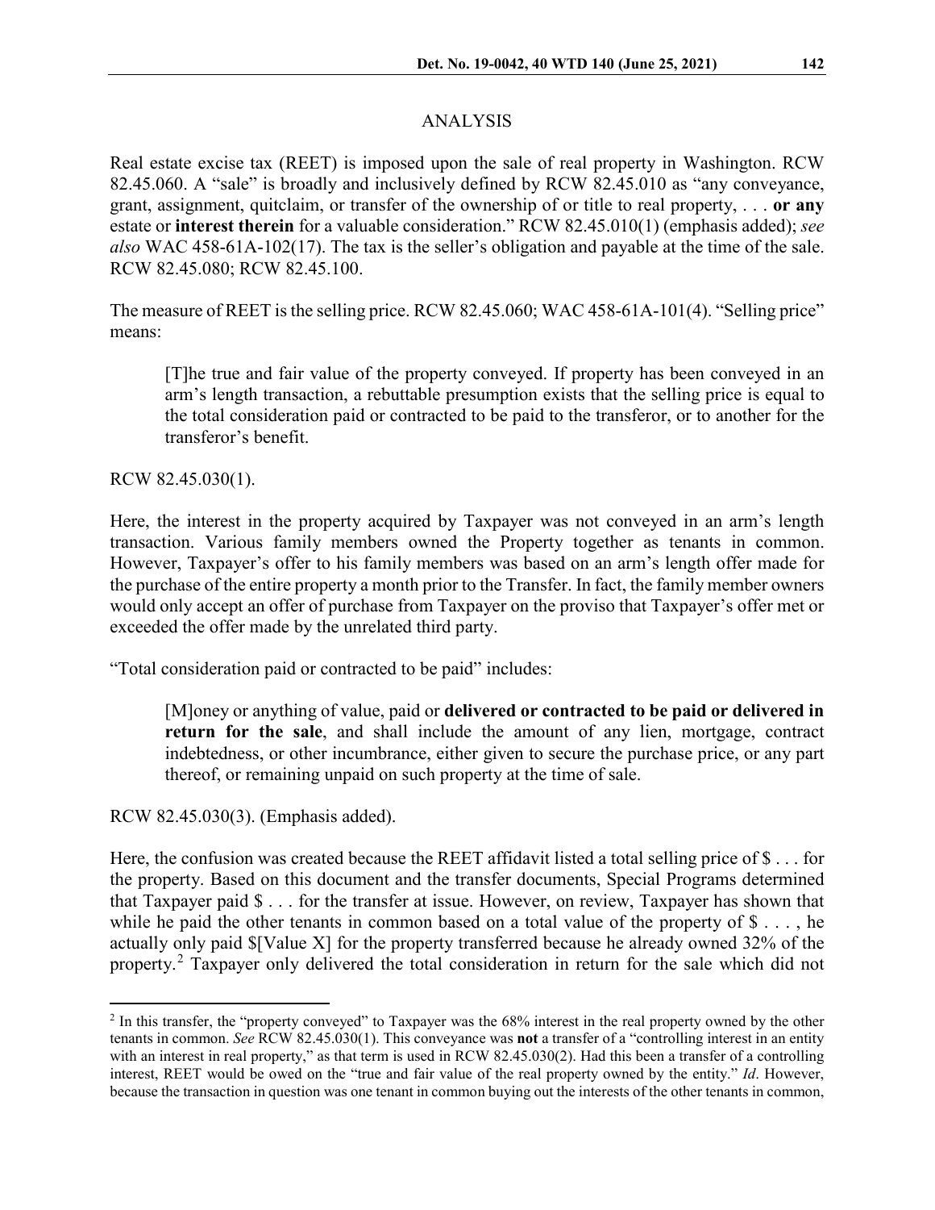## ANALYSIS

Real estate excise tax (REET) is imposed upon the sale of real property in Washington. RCW 82.45.060. A "sale" is broadly and inclusively defined by RCW 82.45.010 as "any conveyance, grant, assignment, quitclaim, or transfer of the ownership of or title to real property, . . . **or any** estate or **interest therein** for a valuable consideration." RCW 82.45.010(1) (emphasis added); *see also* WAC 458-61A-102(17). The tax is the seller's obligation and payable at the time of the sale. RCW 82.45.080; RCW 82.45.100.

The measure of REET is the selling price. RCW 82.45.060; WAC 458-61A-101(4). "Selling price" means:

> [T]he true and fair value of the property conveyed. If property has been conveyed in an arm's length transaction, a rebuttable presumption exists that the selling price is equal to the total consideration paid or contracted to be paid to the transferor, or to another for the transferor's benefit.

RCW 82.45.030(1).

Here, the interest in the property acquired by Taxpayer was not conveyed in an arm's length transaction. Various family members owned the Property together as tenants in common. However, Taxpayer's offer to his family members was based on an arm's length offer made for the purchase of the entire property a month prior to the Transfer. In fact, the family member owners would only accept an offer of purchase from Taxpayer on the proviso that Taxpayer's offer met or exceeded the offer made by the unrelated third party.

"Total consideration paid or contracted to be paid" includes:

> [M]oney or anything of value, paid or **delivered or contracted to be paid or delivered in return for the sale**, and shall include the amount of any lien, mortgage, contract indebtedness, or other incumbrance, either given to secure the purchase price, or any part thereof, or remaining unpaid on such property at the time of sale.

RCW 82.45.030(3). (Emphasis added).

Here, the confusion was created because the REET affidavit listed a total selling price of $ . . . for the property. Based on this document and the transfer documents, Special Programs determined that Taxpayer paid $ . . . for the transfer at issue. However, on review, Taxpayer has shown that while he paid the other tenants in common based on a total value of the property of $ . . . , he actually only paid $[Value X] for the property transferred because he already owned 32% of the property.[2] Taxpayer only delivered the total consideration in return for the sale which did not

---

[2] In this transfer, the "property conveyed" to Taxpayer was the 68% interest in the real property owned by the other tenants in common. *See* RCW 82.45.030(1). This conveyance was **not** a transfer of a "controlling interest in an entity with an interest in real property," as that term is used in RCW 82.45.030(2). Had this been a transfer of a controlling interest, REET would be owed on the "true and fair value of the real property owned by the entity." *Id*. However, because the transaction in question was one tenant in common buying out the interests of the other tenants in common,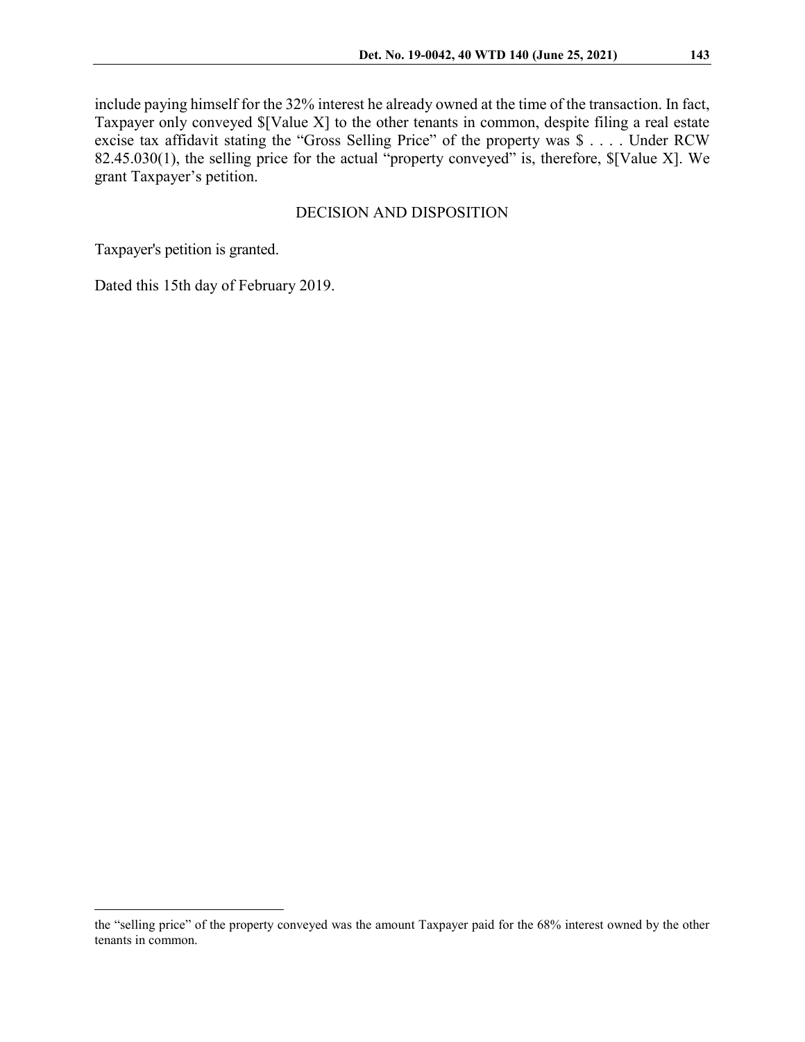include paying himself for the 32% interest he already owned at the time of the transaction. In fact, Taxpayer only conveyed $[Value X] to the other tenants in common, despite filing a real estate excise tax affidavit stating the "Gross Selling Price" of the property was $ . . . . Under RCW 82.45.030(1), the selling price for the actual "property conveyed" is, therefore, $[Value X]. We grant Taxpayer's petition.

## DECISION AND DISPOSITION

Taxpayer's petition is granted.

Dated this 15th day of February 2019.

---

the "selling price" of the property conveyed was the amount Taxpayer paid for the 68% interest owned by the other tenants in common.